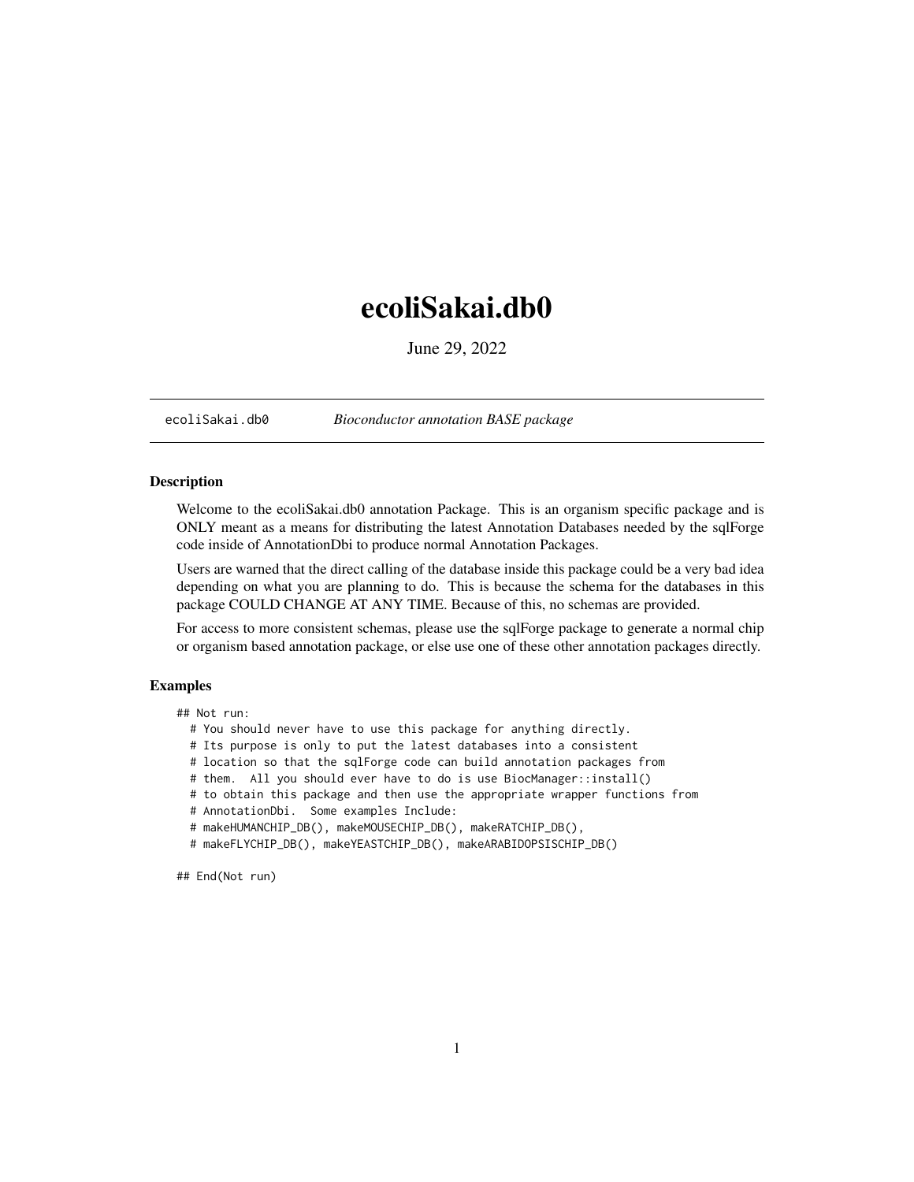# ecoliSakai.db0

June 29, 2022

---

`ecoliSakai.db0` *Bioconductor annotation BASE package*

---

### Description

Welcome to the ecoliSakai.db0 annotation Package. This is an organism specific package and is ONLY meant as a means for distributing the latest Annotation Databases needed by the sqlForge code inside of AnnotationDbi to produce normal Annotation Packages.

Users are warned that the direct calling of the database inside this package could be a very bad idea depending on what you are planning to do. This is because the schema for the databases in this package COULD CHANGE AT ANY TIME. Because of this, no schemas are provided.

For access to more consistent schemas, please use the sqlForge package to generate a normal chip or organism based annotation package, or else use one of these other annotation packages directly.

### Examples

```
## Not run:
  # You should never have to use this package for anything directly.
  # Its purpose is only to put the latest databases into a consistent
  # location so that the sqlForge code can build annotation packages from
  # them.  All you should ever have to do is use BiocManager::install()
  # to obtain this package and then use the appropriate wrapper functions from
  # AnnotationDbi.  Some examples Include:
  # makeHUMANCHIP_DB(), makeMOUSECHIP_DB(), makeRATCHIP_DB(),
  # makeFLYCHIP_DB(), makeYEASTCHIP_DB(), makeARABIDOPSISCHIP_DB()

## End(Not run)
```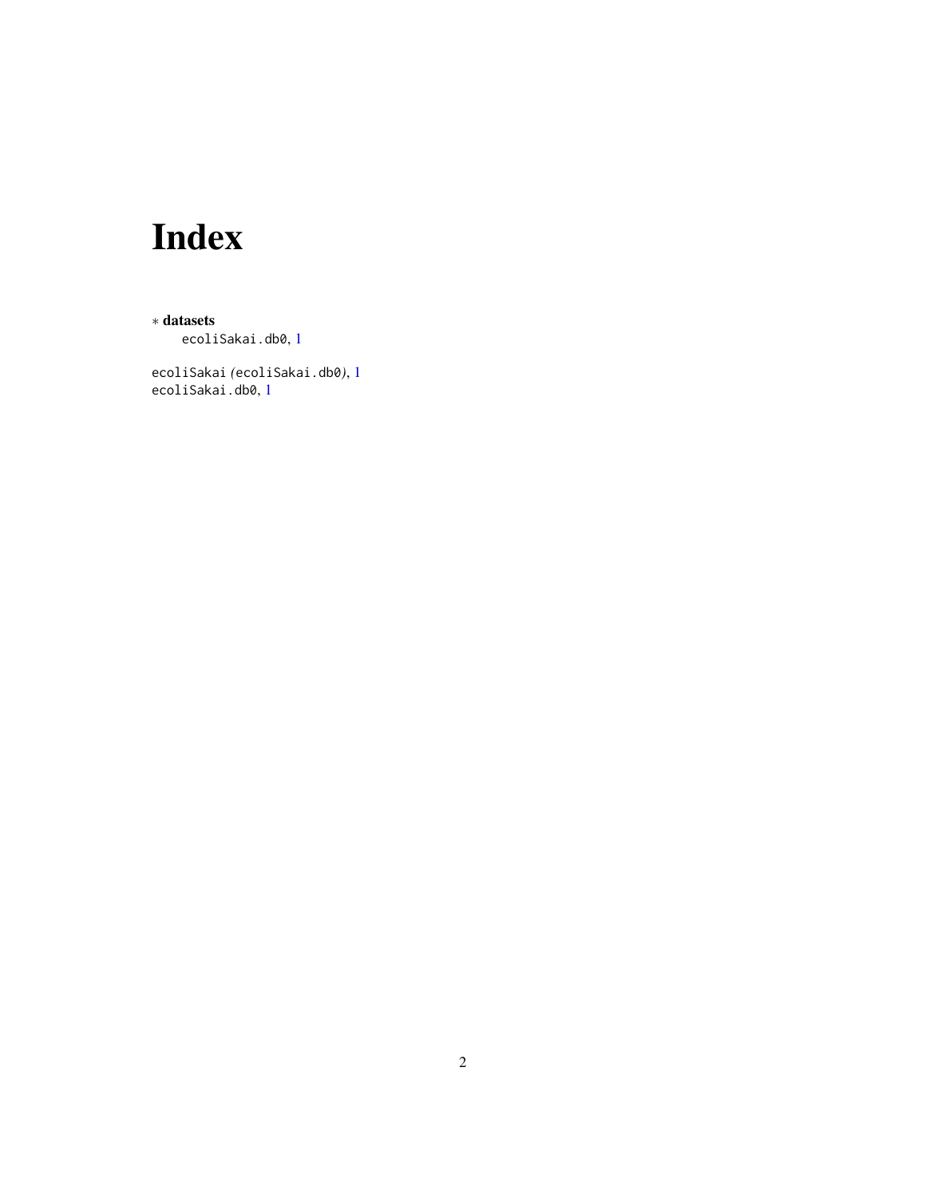# Index

∗ **datasets**
    ecoliSakai.db0, 1

ecoliSakai (ecoliSakai.db0), 1
ecoliSakai.db0, 1